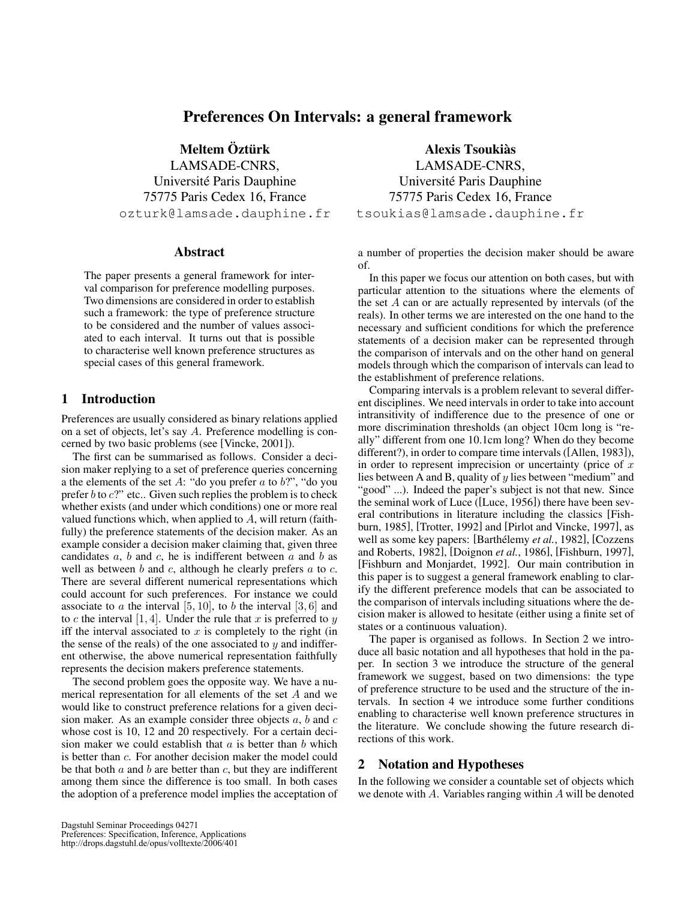# Preferences On Intervals: a general framework

**Meltem Öztürk**
LAMSADE-CNRS,
Université Paris Dauphine
75775 Paris Cedex 16, France
ozturk@lamsade.dauphine.fr

**Alexis Tsoukiàs**
LAMSADE-CNRS,
Université Paris Dauphine
75775 Paris Cedex 16, France
tsoukias@lamsade.dauphine.fr

## Abstract

The paper presents a general framework for interval comparison for preference modelling purposes. Two dimensions are considered in order to establish such a framework: the type of preference structure to be considered and the number of values associated to each interval. It turns out that is possible to characterise well known preference structures as special cases of this general framework.

## 1 Introduction

Preferences are usually considered as binary relations applied on a set of objects, let's say $A$. Preference modelling is concerned by two basic problems (see [Vincke, 2001]).

The first can be summarised as follows. Consider a decision maker replying to a set of preference queries concerning a the elements of the set $A$: "do you prefer $a$ to $b$?", "do you prefer $b$ to $c$?" etc.. Given such replies the problem is to check whether exists (and under which conditions) one or more real valued functions which, when applied to $A$, will return (faithfully) the preference statements of the decision maker. As an example consider a decision maker claiming that, given three candidates $a$, $b$ and $c$, he is indifferent between $a$ and $b$ as well as between $b$ and $c$, although he clearly prefers $a$ to $c$. There are several different numerical representations which could account for such preferences. For instance we could associate to $a$ the interval $[5, 10]$, to $b$ the interval $[3, 6]$ and to $c$ the interval $[1, 4]$. Under the rule that $x$ is preferred to $y$ iff the interval associated to $x$ is completely to the right (in the sense of the reals) of the one associated to $y$ and indifferent otherwise, the above numerical representation faithfully represents the decision makers preference statements.

The second problem goes the opposite way. We have a numerical representation for all elements of the set $A$ and we would like to construct preference relations for a given decision maker. As an example consider three objects $a$, $b$ and $c$ whose cost is 10, 12 and 20 respectively. For a certain decision maker we could establish that $a$ is better than $b$ which is better than $c$. For another decision maker the model could be that both $a$ and $b$ are better than $c$, but they are indifferent among them since the difference is too small. In both cases the adoption of a preference model implies the acceptation of a number of properties the decision maker should be aware of.

In this paper we focus our attention on both cases, but with particular attention to the situations where the elements of the set $A$ can or are actually represented by intervals (of the reals). In other terms we are interested on the one hand to the necessary and sufficient conditions for which the preference statements of a decision maker can be represented through the comparison of intervals and on the other hand on general models through which the comparison of intervals can lead to the establishment of preference relations.

Comparing intervals is a problem relevant to several different disciplines. We need intervals in order to take into account intransitivity of indifference due to the presence of one or more discrimination thresholds (an object 10cm long is "really" different from one 10.1cm long? When do they become different?), in order to compare time intervals ([Allen, 1983]), in order to represent imprecision or uncertainty (price of $x$ lies between A and B, quality of $y$ lies between "medium" and "good" ...). Indeed the paper's subject is not that new. Since the seminal work of Luce ([Luce, 1956]) there have been several contributions in literature including the classics [Fishburn, 1985], [Trotter, 1992] and [Pirlot and Vincke, 1997], as well as some key papers: [Barthélemy *et al.*, 1982], [Cozzens and Roberts, 1982], [Doignon *et al.*, 1986], [Fishburn, 1997], [Fishburn and Monjardet, 1992]. Our main contribution in this paper is to suggest a general framework enabling to clarify the different preference models that can be associated to the comparison of intervals including situations where the decision maker is allowed to hesitate (either using a finite set of states or a continuous valuation).

The paper is organised as follows. In Section 2 we introduce all basic notation and all hypotheses that hold in the paper. In section 3 we introduce the structure of the general framework we suggest, based on two dimensions: the type of preference structure to be used and the structure of the intervals. In section 4 we introduce some further conditions enabling to characterise well known preference structures in the literature. We conclude showing the future research directions of this work.

## 2 Notation and Hypotheses

In the following we consider a countable set of objects which we denote with $A$. Variables ranging within $A$ will be denoted

Dagstuhl Seminar Proceedings 04271
Preferences: Specification, Inference, Applications
http://drops.dagstuhl.de/opus/volltexte/2006/401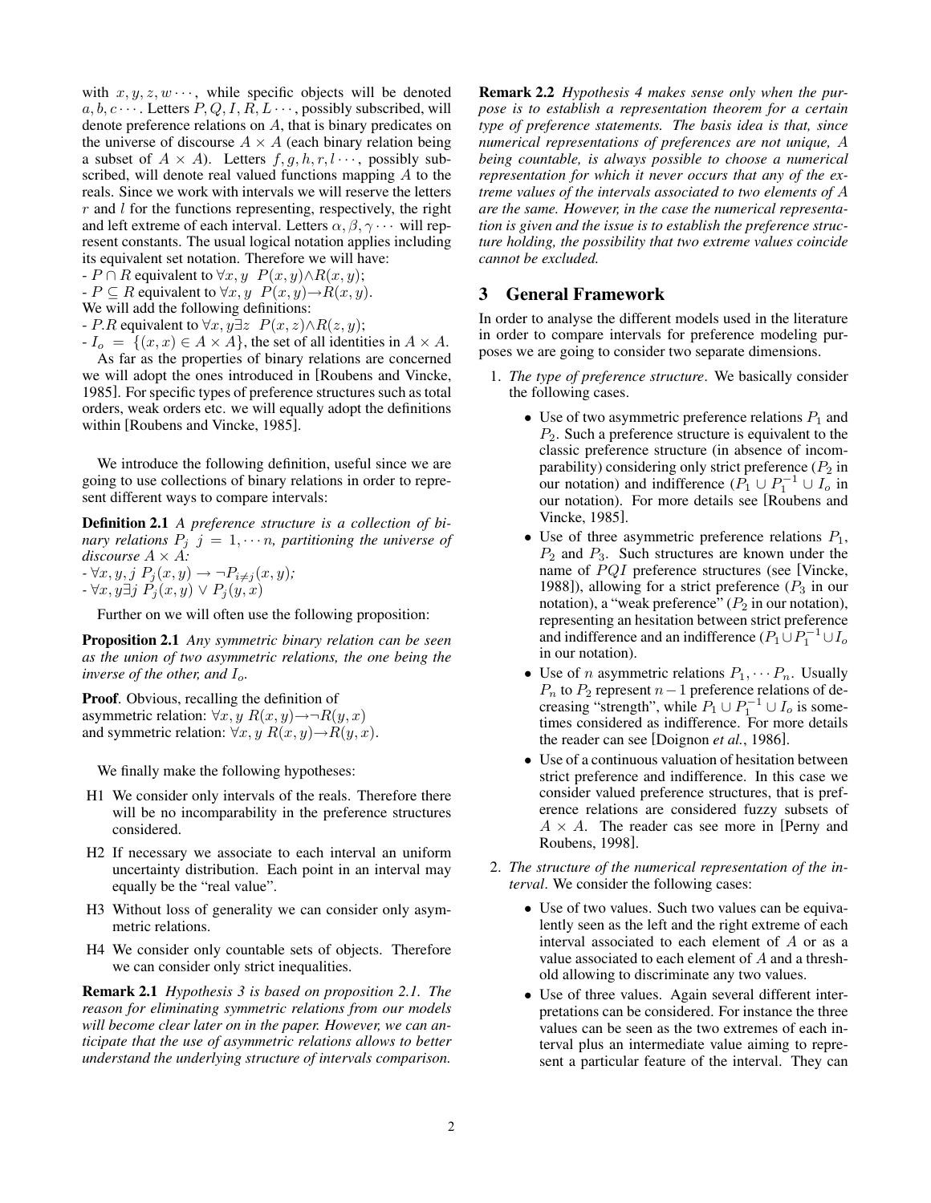with $x, y, z, w \cdots$, while specific objects will be denoted $a, b, c \cdots$. Letters $P, Q, I, R, L \cdots$, possibly subscribed, will denote preference relations on $A$, that is binary predicates on the universe of discourse $A \times A$ (each binary relation being a subset of $A \times A$). Letters $f, g, h, r, l \cdots$, possibly subscribed, will denote real valued functions mapping $A$ to the reals. Since we work with intervals we will reserve the letters $r$ and $l$ for the functions representing, respectively, the right and left extreme of each interval. Letters $\alpha, \beta, \gamma \cdots$ will represent constants. The usual logical notation applies including its equivalent set notation. Therefore we will have:

- $P \cap R$ equivalent to $\forall x, y \;\; P(x, y) \wedge R(x, y)$;
- $P \subseteq R$ equivalent to $\forall x, y \;\; P(x, y) \rightarrow R(x, y)$.

We will add the following definitions:

- $P.R$ equivalent to $\forall x, y \exists z \;\; P(x, z) \wedge R(z, y)$;
- $I_o = \{(x, x) \in A \times A\}$, the set of all identities in $A \times A$.

As far as the properties of binary relations are concerned we will adopt the ones introduced in [Roubens and Vincke, 1985]. For specific types of preference structures such as total orders, weak orders etc. we will equally adopt the definitions within [Roubens and Vincke, 1985].

We introduce the following definition, useful since we are going to use collections of binary relations in order to represent different ways to compare intervals:

**Definition 2.1** *A preference structure is a collection of binary relations $P_j \;\; j = 1, \cdots n$, partitioning the universe of discourse $A \times A$:*
*- $\forall x, y, j \;\; P_j(x, y) \rightarrow \neg P_{i \neq j}(x, y)$;*
*- $\forall x, y \exists j \;\; P_j(x, y) \vee P_j(y, x)$*

Further on we will often use the following proposition:

**Proposition 2.1** *Any symmetric binary relation can be seen as the union of two asymmetric relations, the one being the inverse of the other, and $I_o$.*

**Proof**. Obvious, recalling the definition of asymmetric relation: $\forall x, y \;\; R(x, y) \rightarrow \neg R(y, x)$ and symmetric relation: $\forall x, y \;\; R(x, y) \rightarrow R(y, x)$.

We finally make the following hypotheses:

- H1 We consider only intervals of the reals. Therefore there will be no incomparability in the preference structures considered.
- H2 If necessary we associate to each interval an uniform uncertainty distribution. Each point in an interval may equally be the "real value".
- H3 Without loss of generality we can consider only asymmetric relations.
- H4 We consider only countable sets of objects. Therefore we can consider only strict inequalities.

**Remark 2.1** *Hypothesis 3 is based on proposition 2.1. The reason for eliminating symmetric relations from our models will become clear later on in the paper. However, we can anticipate that the use of asymmetric relations allows to better understand the underlying structure of intervals comparison.*

**Remark 2.2** *Hypothesis 4 makes sense only when the purpose is to establish a representation theorem for a certain type of preference statements. The basis idea is that, since numerical representations of preferences are not unique, $A$ being countable, is always possible to choose a numerical representation for which it never occurs that any of the extreme values of the intervals associated to two elements of $A$ are the same. However, in the case the numerical representation is given and the issue is to establish the preference structure holding, the possibility that two extreme values coincide cannot be excluded.*

## 3 General Framework

In order to analyse the different models used in the literature in order to compare intervals for preference modeling purposes we are going to consider two separate dimensions.

1. *The type of preference structure*. We basically consider the following cases.
   - Use of two asymmetric preference relations $P_1$ and $P_2$. Such a preference structure is equivalent to the classic preference structure (in absence of incomparability) considering only strict preference ($P_2$ in our notation) and indifference ($P_1 \cup P_1^{-1} \cup I_o$ in our notation). For more details see [Roubens and Vincke, 1985].
   - Use of three asymmetric preference relations $P_1$, $P_2$ and $P_3$. Such structures are known under the name of $PQI$ preference structures (see [Vincke, 1988]), allowing for a strict preference ($P_3$ in our notation), a "weak preference" ($P_2$ in our notation), representing an hesitation between strict preference and indifference and an indifference ($P_1 \cup P_1^{-1} \cup I_o$ in our notation).
   - Use of $n$ asymmetric relations $P_1, \cdots P_n$. Usually $P_n$ to $P_2$ represent $n-1$ preference relations of decreasing "strength", while $P_1 \cup P_1^{-1} \cup I_o$ is sometimes considered as indifference. For more details the reader can see [Doignon *et al.*, 1986].
   - Use of a continuous valuation of hesitation between strict preference and indifference. In this case we consider valued preference structures, that is preference relations are considered fuzzy subsets of $A \times A$. The reader cas see more in [Perny and Roubens, 1998].
2. *The structure of the numerical representation of the interval*. We consider the following cases:
   - Use of two values. Such two values can be equivalently seen as the left and the right extreme of each interval associated to each element of $A$ or as a value associated to each element of $A$ and a threshold allowing to discriminate any two values.
   - Use of three values. Again several different interpretations can be considered. For instance the three values can be seen as the two extremes of each interval plus an intermediate value aiming to represent a particular feature of the interval. They can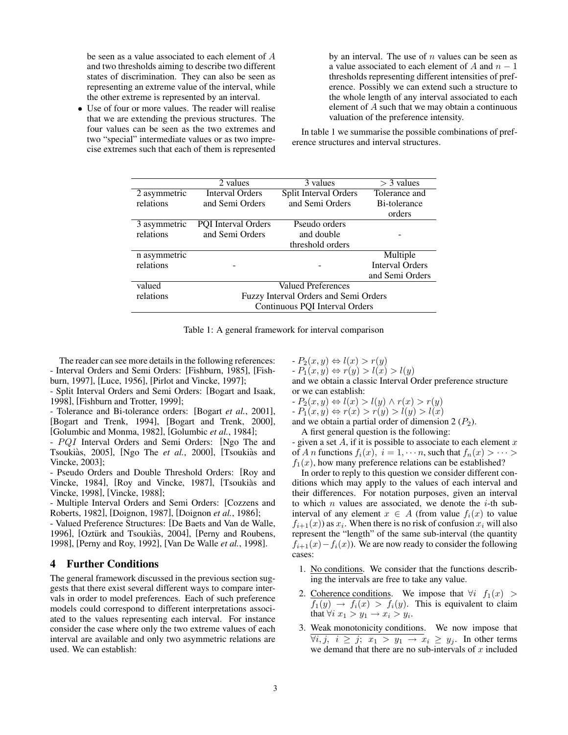be seen as a value associated to each element of $A$ and two thresholds aiming to describe two different states of discrimination. They can also be seen as representing an extreme value of the interval, while the other extreme is represented by an interval.

- Use of four or more values. The reader will realise that we are extending the previous structures. The four values can be seen as the two extremes and two "special" intermediate values or as two imprecise extremes such that each of them is represented by an interval. The use of $n$ values can be seen as a value associated to each element of $A$ and $n-1$ thresholds representing different intensities of preference. Possibly we can extend such a structure to the whole length of any interval associated to each element of $A$ such that we may obtain a continuous valuation of the preference intensity.

In table 1 we summarise the possible combinations of preference structures and interval structures.

| | 2 values | 3 values | $> 3$ values |
|---|---|---|---|
| 2 asymmetric relations | Interval Orders and Semi Orders | Split Interval Orders and Semi Orders | Tolerance and Bi-tolerance orders |
| 3 asymmetric relations | PQI Interval Orders and Semi Orders | Pseudo orders and double threshold orders | - |
| n asymmetric relations | - | - | Multiple Interval Orders and Semi Orders |
| valued relations | Valued Preferences<br>Fuzzy Interval Orders and Semi Orders<br>Continuous PQI Interval Orders | | |

Table 1: A general framework for interval comparison

The reader can see more details in the following references:
- Interval Orders and Semi Orders: [Fishburn, 1985], [Fishburn, 1997], [Luce, 1956], [Pirlot and Vincke, 1997];
- Split Interval Orders and Semi Orders: [Bogart and Isaak, 1998], [Fishburn and Trotter, 1999];
- Tolerance and Bi-tolerance orders: [Bogart *et al.*, 2001], [Bogart and Trenk, 1994], [Bogart and Trenk, 2000], [Golumbic and Monma, 1982], [Golumbic *et al.*, 1984];
- $PQI$ Interval Orders and Semi Orders: [Ngo The and Tsoukiàs, 2005], [Ngo The *et al.*, 2000], [Tsoukiàs and Vincke, 2003];
- Pseudo Orders and Double Threshold Orders: [Roy and Vincke, 1984], [Roy and Vincke, 1987], [Tsoukiàs and Vincke, 1998], [Vincke, 1988];
- Multiple Interval Orders and Semi Orders: [Cozzens and Roberts, 1982], [Doignon, 1987], [Doignon *et al.*, 1986];
- Valued Preference Structures: [De Baets and Van de Walle, 1996], [Oztürk and Tsoukiàs, 2004], [Perny and Roubens, 1998], [Perny and Roy, 1992], [Van De Walle *et al.*, 1998].

## 4 Further Conditions

The general framework discussed in the previous section suggests that there exist several different ways to compare intervals in order to model preferences. Each of such preference models could correspond to different interpretations associated to the values representing each interval. For instance consider the case where only the two extreme values of each interval are available and only two asymmetric relations are used. We can establish:

- $P_2(x, y) \Leftrightarrow l(x) > r(y)$
- $P_1(x, y) \Leftrightarrow r(y) > l(x) > l(y)$

and we obtain a classic Interval Order preference structure or we can establish:

- $P_2(x, y) \Leftrightarrow l(x) > l(y) \wedge r(x) > r(y)$
- $P_1(x, y) \Leftrightarrow r(x) > r(y) > l(y) > l(x)$

and we obtain a partial order of dimension 2 ($P_2$).

A first general question is the following:
- given a set $A$, if it is possible to associate to each element $x$ of $A$ $n$ functions $f_i(x),\ i = 1, \cdots n$, such that $f_n(x) > \cdots > f_1(x)$, how many preference relations can be established?

In order to reply to this question we consider different conditions which may apply to the values of each interval and their differences. For notation purposes, given an interval to which $n$ values are associated, we denote the $i$-th subinterval of any element $x \in A$ (from value $f_i(x)$ to value $f_{i+1}(x)$) as $x_i$. When there is no risk of confusion $x_i$ will also represent the "length" of the same sub-interval (the quantity $f_{i+1}(x) - f_i(x)$). We are now ready to consider the following cases:

1. No conditions. We consider that the functions describing the intervals are free to take any value.
2. Coherence conditions. We impose that $\forall i\ \ f_1(x) > f_1(y) \rightarrow f_i(x) > f_i(y)$. This is equivalent to claim that $\forall i\ x_1 > y_1 \rightarrow x_i > y_i$.
3. Weak monotonicity conditions. We now impose that $\forall i, j,\ i \geq j;\ x_1 > y_1 \rightarrow x_i \geq y_j$. In other terms we demand that there are no sub-intervals of $x$ included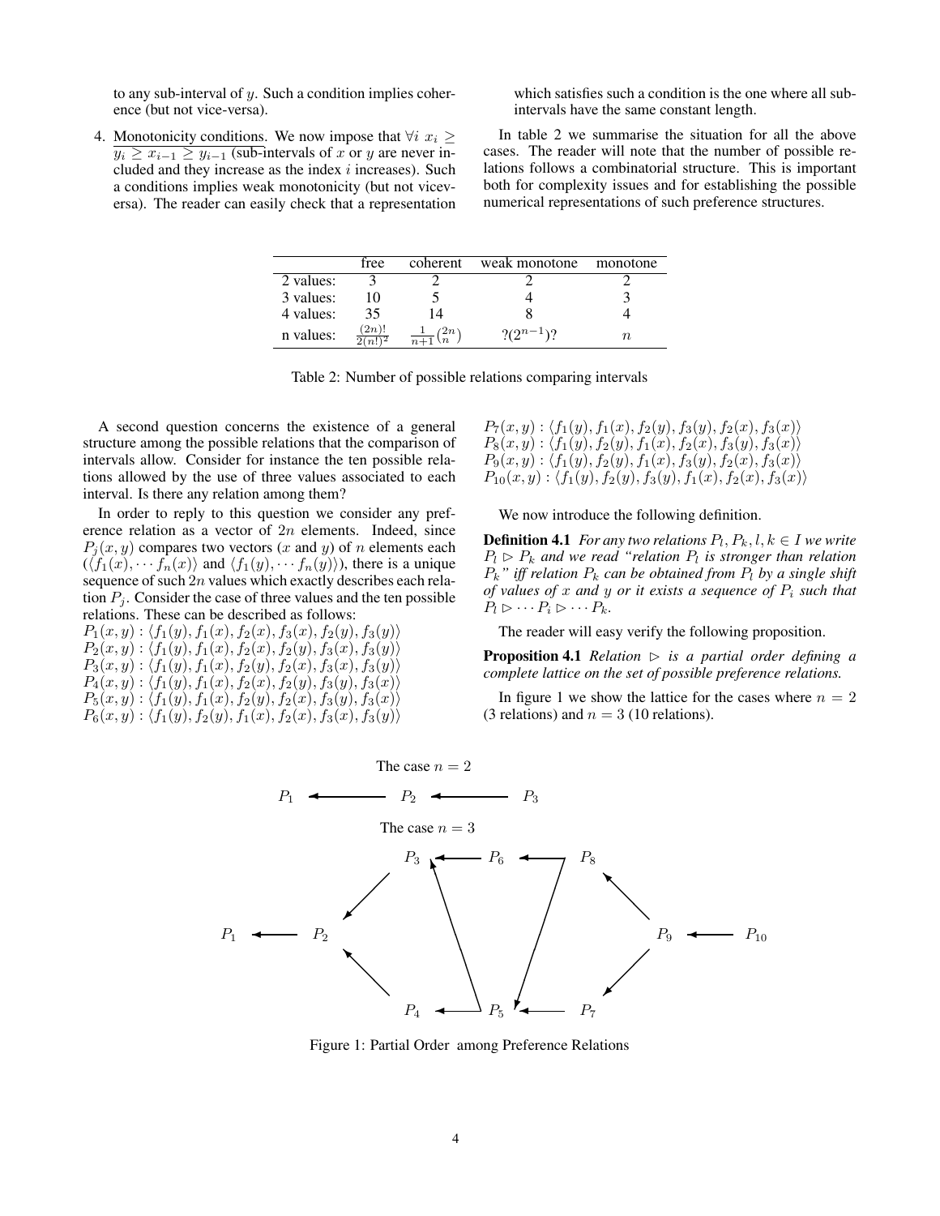to any sub-interval of $y$. Such a condition implies coherence (but not vice-versa).

4. Monotonicity conditions. We now impose that $\forall i\ x_i \geq y_i \geq x_{i-1} \geq y_{i-1}$ (sub-intervals of $x$ or $y$ are never included and they increase as the index $i$ increases). Such a conditions implies weak monotonicity (but not viceversa). The reader can easily check that a representation which satisfies such a condition is the one where all sub-intervals have the same constant length.

In table 2 we summarise the situation for all the above cases. The reader will note that the number of possible relations follows a combinatorial structure. This is important both for complexity issues and for establishing the possible numerical representations of such preference structures.

| | free | coherent | weak monotone | monotone |
|---|---|---|---|---|
| 2 values: | 3 | 2 | 2 | 2 |
| 3 values: | 10 | 5 | 4 | 3 |
| 4 values: | 35 | 14 | 8 | 4 |
| n values: | $\frac{(2n)!}{2(n!)^2}$ | $\frac{1}{n+1}\binom{2n}{n}$ | $?(2^{n-1})?$ | $n$ |

Table 2: Number of possible relations comparing intervals

A second question concerns the existence of a general structure among the possible relations that the comparison of intervals allow. Consider for instance the ten possible relations allowed by the use of three values associated to each interval. Is there any relation among them?

In order to reply to this question we consider any preference relation as a vector of $2n$ elements. Indeed, since $P_j(x, y)$ compares two vectors ($x$ and $y$) of $n$ elements each ($\langle f_1(x), \cdots f_n(x)\rangle$ and $\langle f_1(y), \cdots f_n(y)\rangle$), there is a unique sequence of such $2n$ values which exactly describes each relation $P_j$. Consider the case of three values and the ten possible relations. These can be described as follows:

$P_1(x, y) : \langle f_1(y), f_1(x), f_2(x), f_3(x), f_2(y), f_3(y)\rangle$
$P_2(x, y) : \langle f_1(y), f_1(x), f_2(x), f_2(y), f_3(x), f_3(y)\rangle$
$P_3(x, y) : \langle f_1(y), f_1(x), f_2(y), f_2(x), f_3(x), f_3(y)\rangle$
$P_4(x, y) : \langle f_1(y), f_1(x), f_2(x), f_2(y), f_3(y), f_3(x)\rangle$
$P_5(x, y) : \langle f_1(y), f_1(x), f_2(y), f_2(x), f_3(y), f_3(x)\rangle$
$P_6(x, y) : \langle f_1(y), f_2(y), f_1(x), f_2(x), f_3(x), f_3(y)\rangle$
$P_7(x, y) : \langle f_1(y), f_1(x), f_2(y), f_3(y), f_2(x), f_3(x)\rangle$
$P_8(x, y) : \langle f_1(y), f_2(y), f_1(x), f_2(x), f_3(y), f_3(x)\rangle$
$P_9(x, y) : \langle f_1(y), f_2(y), f_1(x), f_3(y), f_2(x), f_3(x)\rangle$
$P_{10}(x, y) : \langle f_1(y), f_2(y), f_3(y), f_1(x), f_2(x), f_3(x)\rangle$

We now introduce the following definition.

**Definition 4.1** *For any two relations $P_l, P_k, l, k \in I$ we write $P_l \rhd P_k$ and we read "relation $P_l$ is stronger than relation $P_k$" iff relation $P_k$ can be obtained from $P_l$ by a single shift of values of $x$ and $y$ or it exists a sequence of $P_i$ such that $P_l \rhd \cdots P_i \rhd \cdots P_k$.*

The reader will easy verify the following proposition.

**Proposition 4.1** *Relation $\rhd$ is a partial order defining a complete lattice on the set of possible preference relations.*

In figure 1 we show the lattice for the cases where $n = 2$ (3 relations) and $n = 3$ (10 relations).

The case $n = 2$

$P_1 \longleftarrow P_2 \longleftarrow P_3$

The case $n = 3$

Figure 1: Partial Order among Preference Relations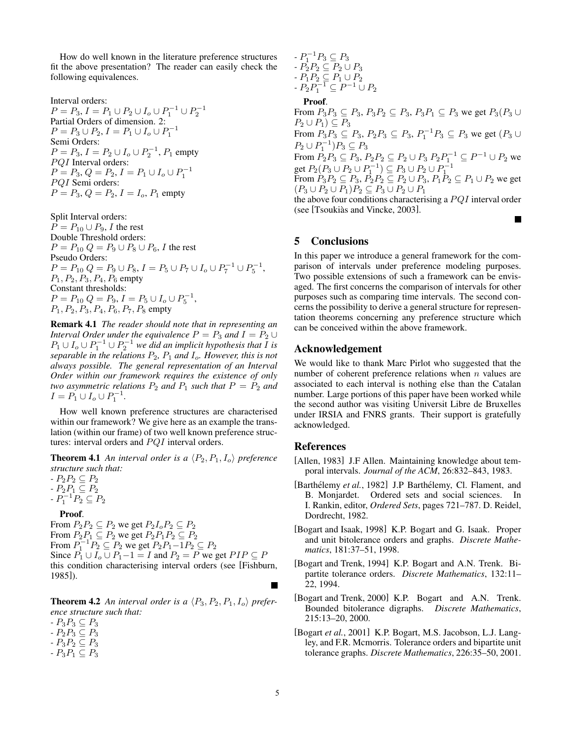How do well known in the literature preference structures fit the above presentation? The reader can easily check the following equivalences.

Interval orders:
$P = P_3$, $I = P_1 \cup P_2 \cup I_o \cup P_1^{-1} \cup P_2^{-1}$
Partial Orders of dimension. 2:
$P = P_3 \cup P_2$, $I = P_1 \cup I_o \cup P_1^{-1}$
Semi Orders:
$P = P_3$, $I = P_2 \cup I_o \cup P_2^{-1}$, $P_1$ empty
$PQI$ Interval orders:
$P = P_3$, $Q = P_2$, $I = P_1 \cup I_o \cup P_1^{-1}$
$PQI$ Semi orders:
$P = P_3$, $Q = P_2$, $I = I_o$, $P_1$ empty

Split Interval orders:
$P = P_{10} \cup P_9$, $I$ the rest
Double Threshold orders:
$P = P_{10}$ $Q = P_9 \cup P_8 \cup P_6$, $I$ the rest
Pseudo Orders:
$P = P_{10}$ $Q = P_9 \cup P_8$, $I = P_5 \cup P_7 \cup I_o \cup P_7^{-1} \cup P_5^{-1}$,
$P_1, P_2, P_3, P_4, P_6$ empty
Constant thresholds:
$P = P_{10}$ $Q = P_9$, $I = P_5 \cup I_o \cup P_5^{-1}$,
$P_1, P_2, P_3, P_4, P_6, P_7, P_8$ empty

**Remark 4.1** *The reader should note that in representing an Interval Order under the equivalence $P = P_3$ and $I = P_2 \cup P_1 \cup I_o \cup P_1^{-1} \cup P_2^{-1}$ we did an implicit hypothesis that $I$ is separable in the relations $P_2$, $P_1$ and $I_o$. However, this is not always possible. The general representation of an Interval Order within our framework requires the existence of only two asymmetric relations $P_2$ and $P_1$ such that $P = P_2$ and $I = P_1 \cup I_o \cup P_1^{-1}$.*

How well known preference structures are characterised within our framework? We give here as an example the translation (within our frame) of two well known preference structures: interval orders and $PQI$ interval orders.

**Theorem 4.1** *An interval order is a $\langle P_2, P_1, I_o \rangle$ preference structure such that:*
- $P_2 P_2 \subseteq P_2$
- $P_2 P_1 \subseteq P_2$
- $P_1^{-1} P_2 \subseteq P_2$

**Proof**.
From $P_2 P_2 \subseteq P_2$ we get $P_2 I_o P_2 \subseteq P_2$
From $P_2 P_1 \subseteq P_2$ we get $P_2 P_1 P_2 \subseteq P_2$
From $P_1^{-1} P_2 \subseteq P_2$ we get $P_2 P_1 {-1} P_2 \subseteq P_2$
Since $P_1 \cup I_o \cup P_1 {-1} = I$ and $P_2 = P$ we get $PIP \subseteq P$
this condition characterising interval orders (see [Fishburn, 1985]). ■

**Theorem 4.2** *An interval order is a $\langle P_3, P_2, P_1, I_o \rangle$ preference structure such that:*
- $P_3 P_3 \subseteq P_3$
- $P_2 P_3 \subseteq P_3$
- $P_3 P_2 \subseteq P_3$
- $P_3 P_1 \subseteq P_3$
- $P_1^{-1} P_3 \subseteq P_3$
- $P_2 P_2 \subseteq P_2 \cup P_3$
- $P_1 P_2 \subseteq P_1 \cup P_2$
- $P_2 P_1^{-1} \subseteq P^{-1} \cup P_2$

**Proof**.
From $P_3 P_3 \subseteq P_3$, $P_3 P_2 \subseteq P_3$, $P_3 P_1 \subseteq P_3$ we get $P_3(P_3 \cup P_2 \cup P_1) \subseteq P_3$
From $P_3 P_3 \subseteq P_3$, $P_2 P_3 \subseteq P_3$, $P_1^{-1} P_3 \subseteq P_3$ we get $(P_3 \cup P_2 \cup P_1^{-1}) P_3 \subseteq P_3$
From $P_2 P_3 \subseteq P_3$, $P_2 P_2 \subseteq P_2 \cup P_3$ $P_2 P_1^{-1} \subseteq P^{-1} \cup P_2$ we get $P_2(P_3 \cup P_2 \cup P_1^{-1}) \subseteq P_3 \cup P_2 \cup P_1^{-1}$
From $P_3 P_2 \subseteq P_3$, $P_2 P_2 \subseteq P_2 \cup P_3$, $P_1 P_2 \subseteq P_1 \cup P_2$ we get $(P_3 \cup P_2 \cup P_1) P_2 \subseteq P_3 \cup P_2 \cup P_1$
the above four conditions characterising a $PQI$ interval order (see [Tsoukiàs and Vincke, 2003]. ■

## 5 Conclusions

In this paper we introduce a general framework for the comparison of intervals under preference modeling purposes. Two possible extensions of such a framework can be envisaged. The first concerns the comparison of intervals for other purposes such as comparing time intervals. The second concerns the possibility to derive a general structure for representation theorems concerning any preference structure which can be conceived within the above framework.

## Acknowledgement

We would like to thank Marc Pirlot who suggested that the number of coherent preference relations when $n$ values are associated to each interval is nothing else than the Catalan number. Large portions of this paper have been worked while the second author was visiting Universit Libre de Bruxelles under IRSIA and FNRS grants. Their support is gratefully acknowledged.

## References

[Allen, 1983] J.F Allen. Maintaining knowledge about temporal intervals. *Journal of the ACM*, 26:832–843, 1983.

[Barthélemy *et al.*, 1982] J.P Barthélemy, Cl. Flament, and B. Monjardet. Ordered sets and social sciences. In I. Rankin, editor, *Ordered Sets*, pages 721–787. D. Reidel, Dordrecht, 1982.

[Bogart and Isaak, 1998] K.P. Bogart and G. Isaak. Proper and unit bitolerance orders and graphs. *Discrete Mathematics*, 181:37–51, 1998.

[Bogart and Trenk, 1994] K.P. Bogart and A.N. Trenk. Bipartite tolerance orders. *Discrete Mathematics*, 132:11–22, 1994.

[Bogart and Trenk, 2000] K.P. Bogart and A.N. Trenk. Bounded bitolerance digraphs. *Discrete Mathematics*, 215:13–20, 2000.

[Bogart *et al.*, 2001] K.P. Bogart, M.S. Jacobson, L.J. Langley, and F.R. Mcmorris. Tolerance orders and bipartite unit tolerance graphs. *Discrete Mathematics*, 226:35–50, 2001.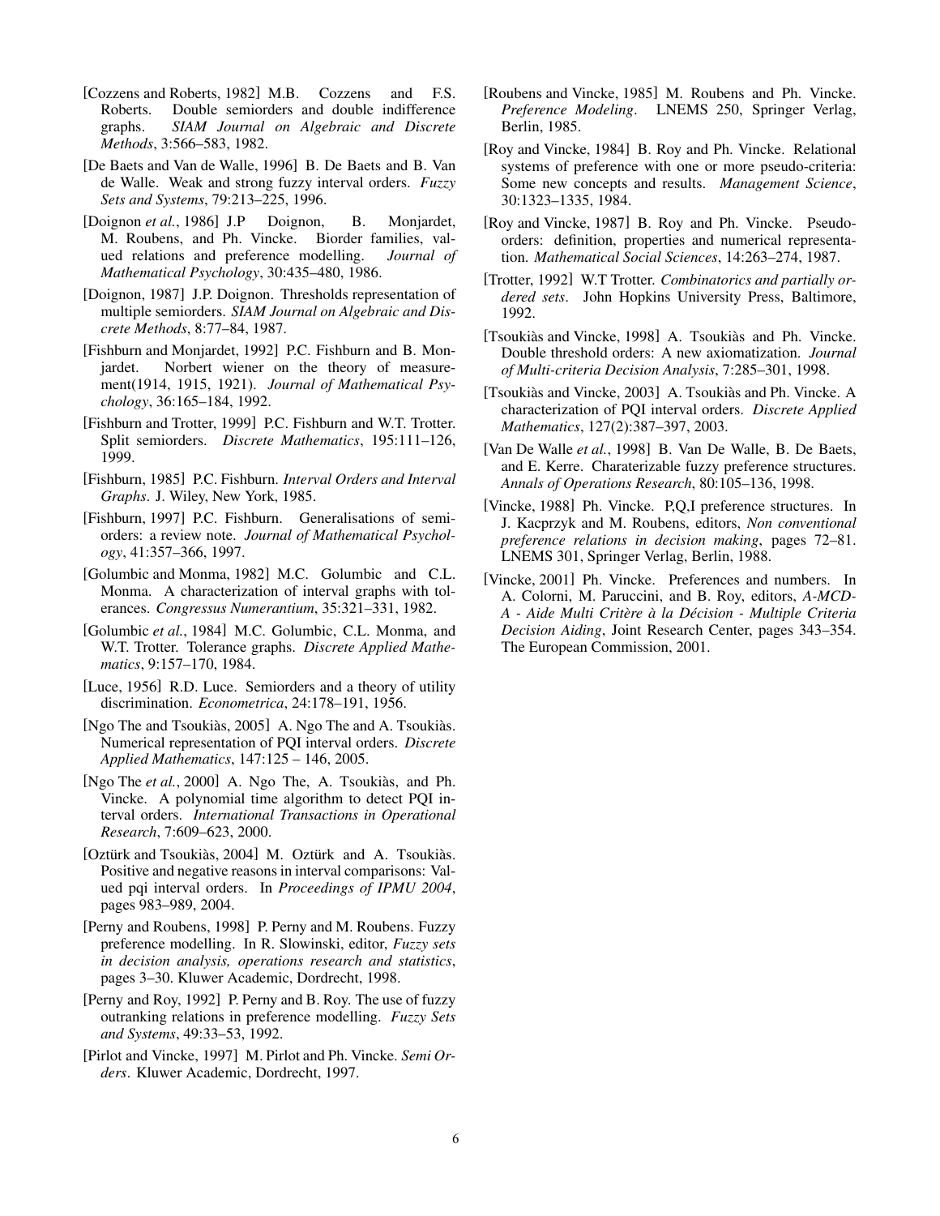[Cozzens and Roberts, 1982] M.B. Cozzens and F.S. Roberts. Double semiorders and double indifference graphs. *SIAM Journal on Algebraic and Discrete Methods*, 3:566–583, 1982.

[De Baets and Van de Walle, 1996] B. De Baets and B. Van de Walle. Weak and strong fuzzy interval orders. *Fuzzy Sets and Systems*, 79:213–225, 1996.

[Doignon *et al.*, 1986] J.P Doignon, B. Monjardet, M. Roubens, and Ph. Vincke. Biorder families, valued relations and preference modelling. *Journal of Mathematical Psychology*, 30:435–480, 1986.

[Doignon, 1987] J.P. Doignon. Thresholds representation of multiple semiorders. *SIAM Journal on Algebraic and Discrete Methods*, 8:77–84, 1987.

[Fishburn and Monjardet, 1992] P.C. Fishburn and B. Monjardet. Norbert wiener on the theory of measurement(1914, 1915, 1921). *Journal of Mathematical Psychology*, 36:165–184, 1992.

[Fishburn and Trotter, 1999] P.C. Fishburn and W.T. Trotter. Split semiorders. *Discrete Mathematics*, 195:111–126, 1999.

[Fishburn, 1985] P.C. Fishburn. *Interval Orders and Interval Graphs*. J. Wiley, New York, 1985.

[Fishburn, 1997] P.C. Fishburn. Generalisations of semiorders: a review note. *Journal of Mathematical Psychology*, 41:357–366, 1997.

[Golumbic and Monma, 1982] M.C. Golumbic and C.L. Monma. A characterization of interval graphs with tolerances. *Congressus Numerantium*, 35:321–331, 1982.

[Golumbic *et al.*, 1984] M.C. Golumbic, C.L. Monma, and W.T. Trotter. Tolerance graphs. *Discrete Applied Mathematics*, 9:157–170, 1984.

[Luce, 1956] R.D. Luce. Semiorders and a theory of utility discrimination. *Econometrica*, 24:178–191, 1956.

[Ngo The and Tsoukiàs, 2005] A. Ngo The and A. Tsoukiàs. Numerical representation of PQI interval orders. *Discrete Applied Mathematics*, 147:125 – 146, 2005.

[Ngo The *et al.*, 2000] A. Ngo The, A. Tsoukiàs, and Ph. Vincke. A polynomial time algorithm to detect PQI interval orders. *International Transactions in Operational Research*, 7:609–623, 2000.

[Oztürk and Tsoukiàs, 2004] M. Oztürk and A. Tsoukiàs. Positive and negative reasons in interval comparisons: Valued pqi interval orders. In *Proceedings of IPMU 2004*, pages 983–989, 2004.

[Perny and Roubens, 1998] P. Perny and M. Roubens. Fuzzy preference modelling. In R. Slowinski, editor, *Fuzzy sets in decision analysis, operations research and statistics*, pages 3–30. Kluwer Academic, Dordrecht, 1998.

[Perny and Roy, 1992] P. Perny and B. Roy. The use of fuzzy outranking relations in preference modelling. *Fuzzy Sets and Systems*, 49:33–53, 1992.

[Pirlot and Vincke, 1997] M. Pirlot and Ph. Vincke. *Semi Orders*. Kluwer Academic, Dordrecht, 1997.

[Roubens and Vincke, 1985] M. Roubens and Ph. Vincke. *Preference Modeling*. LNEMS 250, Springer Verlag, Berlin, 1985.

[Roy and Vincke, 1984] B. Roy and Ph. Vincke. Relational systems of preference with one or more pseudo-criteria: Some new concepts and results. *Management Science*, 30:1323–1335, 1984.

[Roy and Vincke, 1987] B. Roy and Ph. Vincke. Pseudo-orders: definition, properties and numerical representation. *Mathematical Social Sciences*, 14:263–274, 1987.

[Trotter, 1992] W.T Trotter. *Combinatorics and partially ordered sets*. John Hopkins University Press, Baltimore, 1992.

[Tsoukiàs and Vincke, 1998] A. Tsoukiàs and Ph. Vincke. Double threshold orders: A new axiomatization. *Journal of Multi-criteria Decision Analysis*, 7:285–301, 1998.

[Tsoukiàs and Vincke, 2003] A. Tsoukiàs and Ph. Vincke. A characterization of PQI interval orders. *Discrete Applied Mathematics*, 127(2):387–397, 2003.

[Van De Walle *et al.*, 1998] B. Van De Walle, B. De Baets, and E. Kerre. Charaterizable fuzzy preference structures. *Annals of Operations Research*, 80:105–136, 1998.

[Vincke, 1988] Ph. Vincke. P,Q,I preference structures. In J. Kacprzyk and M. Roubens, editors, *Non conventional preference relations in decision making*, pages 72–81. LNEMS 301, Springer Verlag, Berlin, 1988.

[Vincke, 2001] Ph. Vincke. Preferences and numbers. In A. Colorni, M. Paruccini, and B. Roy, editors, *A-MCD-A - Aide Multi Critère à la Décision - Multiple Criteria Decision Aiding*, Joint Research Center, pages 343–354. The European Commission, 2001.